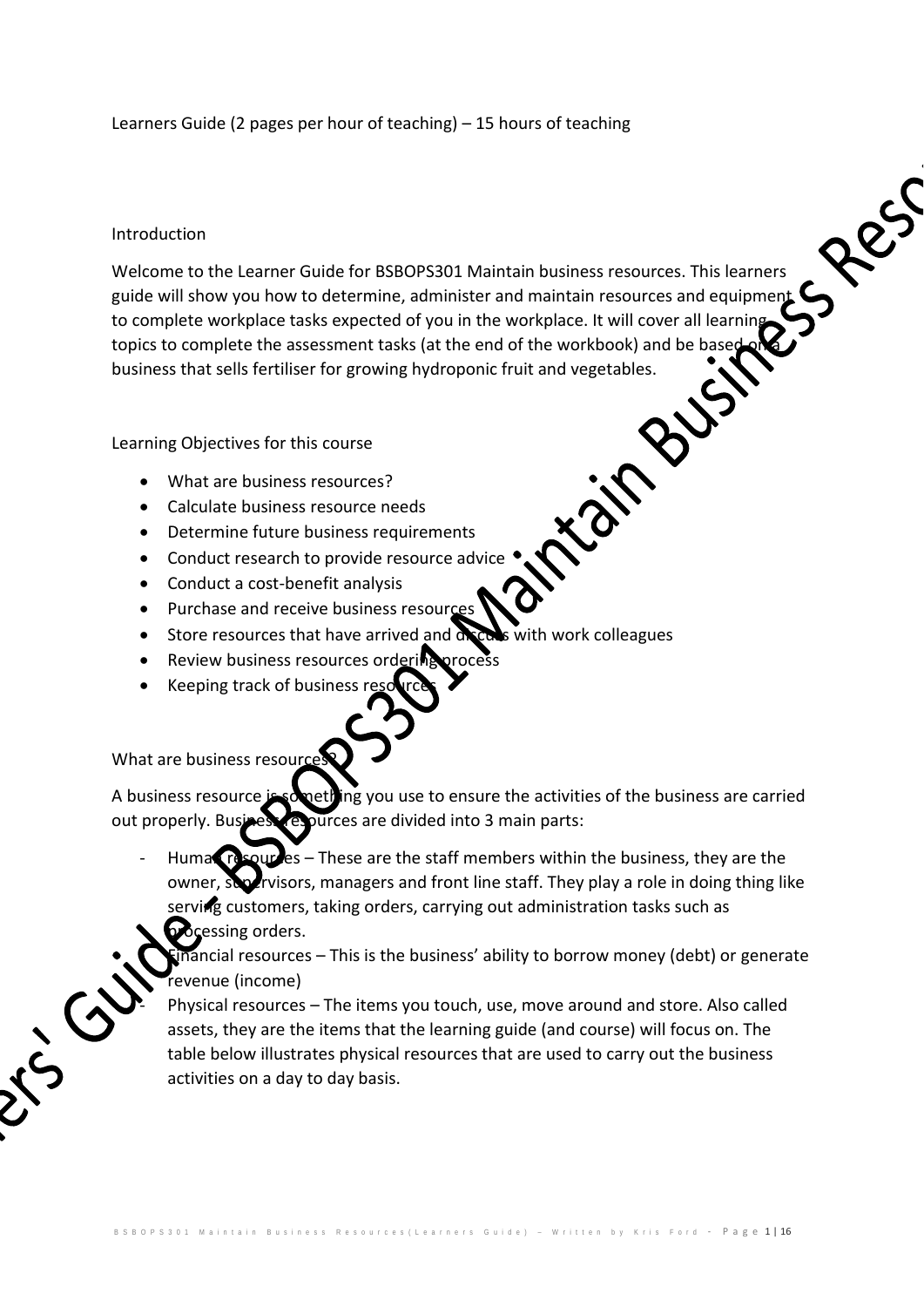Learners Guide (2 pages per hour of teaching) – 15 hours of teaching

## Introduction

Welcome to the Learner Guide for BSBOPS301 Maintain business resources. This learners guide will show you how to determine, administer and maintain resources and equipment to complete workplace tasks expected of you in the workplace. It will cover all learning topics to complete the assessment tasks (at the end of the workbook) and be based on a business that sells fertiliser for growing hydroponic fruit and vegetables.

## Learning Objectives for this course

- What are business resources?
- Calculate business resource needs
- Determine future business requirements
- Conduct research to provide resource advice
- Conduct a cost-benefit analysis
- Purchase and receive business resources
- Store resources that have arrived and discuss with work colleagues
- Review business resources ordering process
- Keeping track of business resources

## What are business resources?

A business resource is something you use to ensure the activities of the business are carried out properly. Business resources are divided into 3 main parts:

- Human resources – These are the staff members within the business, they are the owner, supervisors, managers and front line staff. They play a role in doing thing like serving customers, taking orders, carrying out administration tasks such as processing orders.
- Financial resources – This is the business' ability to borrow money (debt) or generate revenue (income)
- Physical resources – The items you touch, use, move around and store. Also called assets, they are the items that the learning guide (and course) will focus on. The table below illustrates physical resources that are used to carry out the business activities on a day to day basis.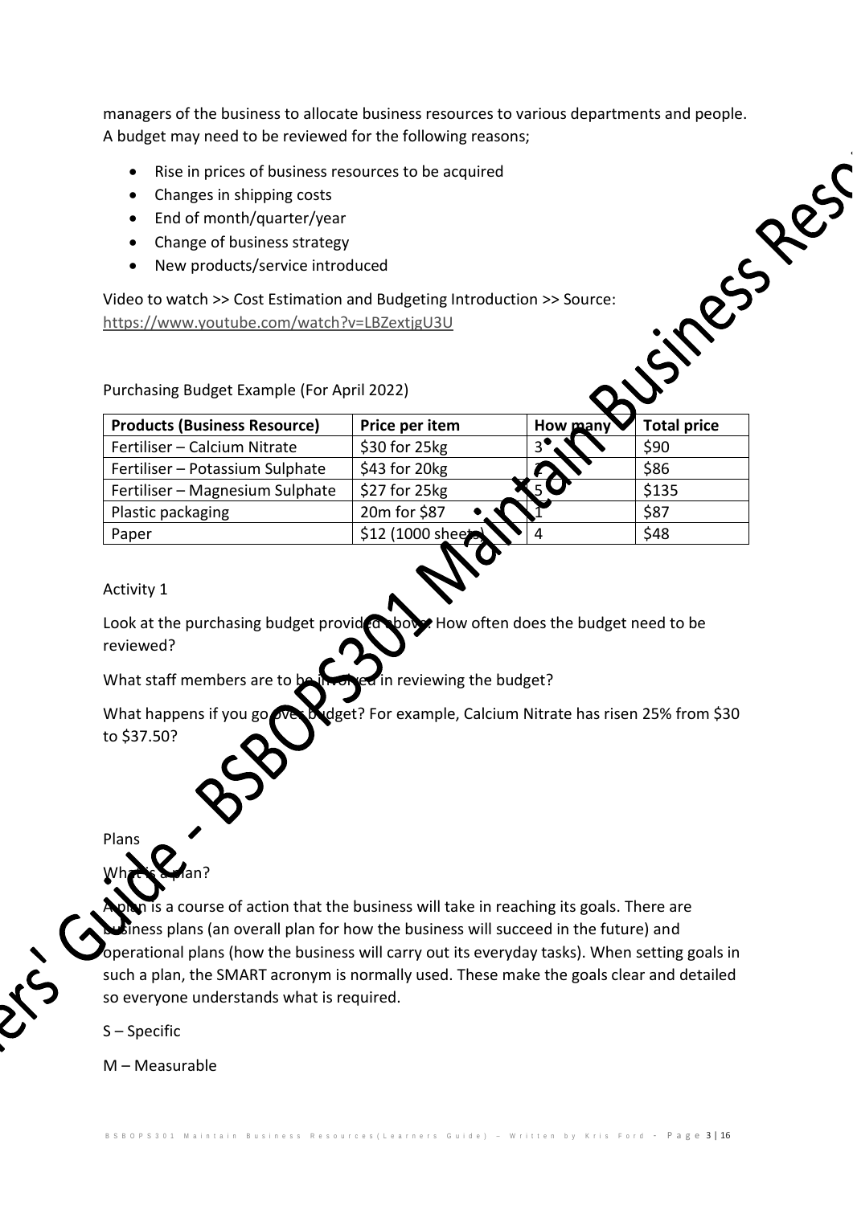managers of the business to allocate business resources to various departments and people. A budget may need to be reviewed for the following reasons;

- Rise in prices of business resources to be acquired
- Changes in shipping costs
- End of month/quarter/year
- Change of business strategy
- New products/service introduced

Video to watch >> Cost Estimation and Budgeting Introduction >> Source: https://www.youtube.com/watch?v=LBZextjgU3U

Purchasing Budget Example (For April 2022)

| Products (Business Resource) | Price per item | How many | Total price |
|---|---|---|---|
| Fertiliser – Calcium Nitrate | $30 for 25kg | 3 | $90 |
| Fertiliser – Potassium Sulphate | $43 for 20kg | 2 | $86 |
| Fertiliser – Magnesium Sulphate | $27 for 25kg | 5 | $135 |
| Plastic packaging | 20m for $87 | 1 | $87 |
| Paper | $12 (1000 sheets) | 4 | $48 |

Activity 1

Look at the purchasing budget provided above. How often does the budget need to be reviewed?

What staff members are to be involved in reviewing the budget?

What happens if you go over budget? For example, Calcium Nitrate has risen 25% from $30 to $37.50?

Plans

What is a plan?

A plan is a course of action that the business will take in reaching its goals. There are business plans (an overall plan for how the business will succeed in the future) and operational plans (how the business will carry out its everyday tasks). When setting goals in such a plan, the SMART acronym is normally used. These make the goals clear and detailed so everyone understands what is required.

S – Specific

M – Measurable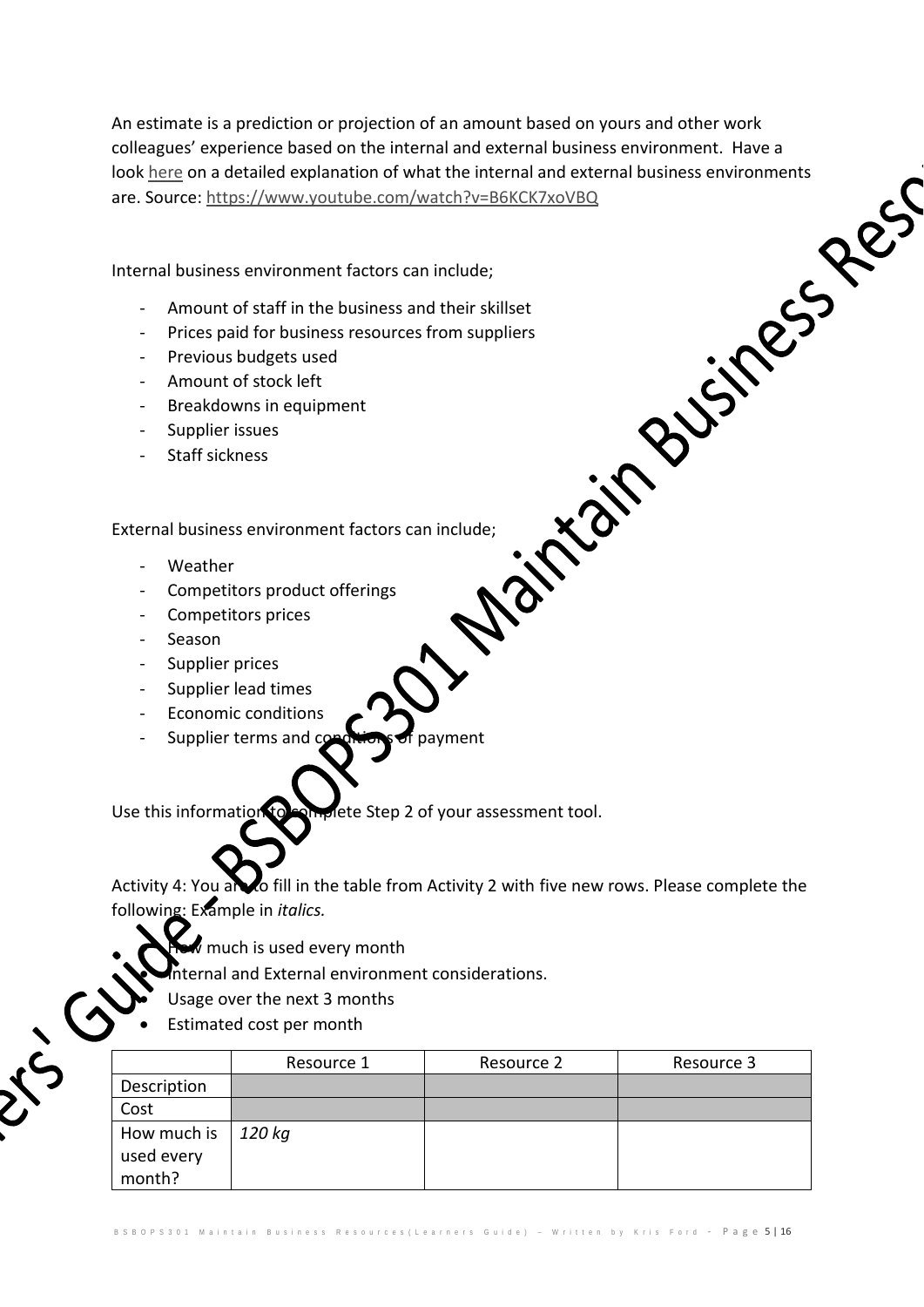An estimate is a prediction or projection of an amount based on yours and other work colleagues' experience based on the internal and external business environment. Have a look here on a detailed explanation of what the internal and external business environments are. Source: https://www.youtube.com/watch?v=B6KCK7xoVBQ

Internal business environment factors can include;

- Amount of staff in the business and their skillset
- Prices paid for business resources from suppliers
- Previous budgets used
- Amount of stock left
- Breakdowns in equipment
- Supplier issues
- Staff sickness

External business environment factors can include;

- Weather
- Competitors product offerings
- Competitors prices
- Season
- Supplier prices
- Supplier lead times
- Economic conditions
- Supplier terms and conditions of payment

Use this information to complete Step 2 of your assessment tool.

Activity 4: You are to fill in the table from Activity 2 with five new rows. Please complete the following: Example in *italics*.

- How much is used every month
- Internal and External environment considerations.
- Usage over the next 3 months
- Estimated cost per month

| | Resource 1 | Resource 2 | Resource 3 |
|---|---|---|---|
| Description | | | |
| Cost | | | |
| How much is used every month? | *120 kg* | | |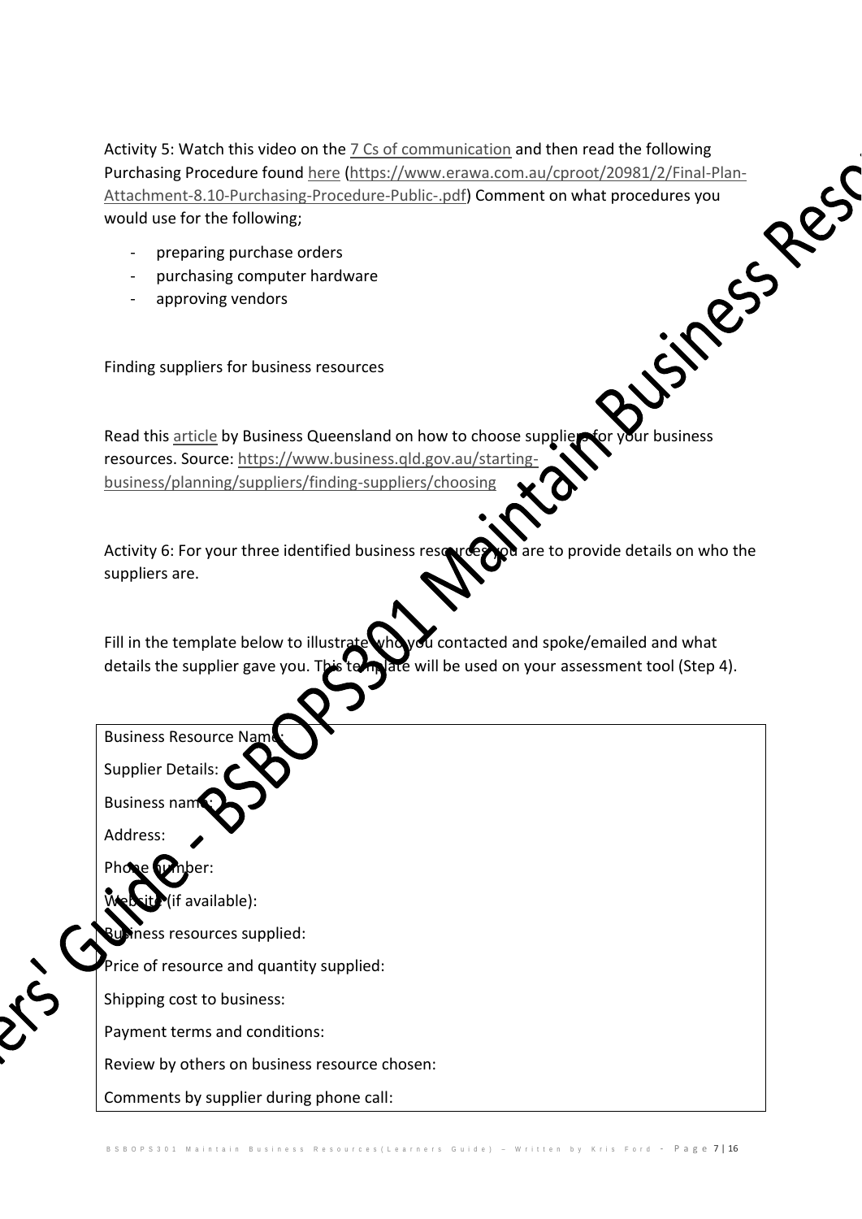Activity 5: Watch this video on the 7 Cs of communication and then read the following Purchasing Procedure found here (https://www.erawa.com.au/cproot/20981/2/Final-Plan-Attachment-8.10-Purchasing-Procedure-Public-.pdf) Comment on what procedures you would use for the following;

- preparing purchase orders
- purchasing computer hardware
- approving vendors

Finding suppliers for business resources

Read this article by Business Queensland on how to choose suppliers for your business resources. Source: https://www.business.qld.gov.au/starting-business/planning/suppliers/finding-suppliers/choosing

Activity 6: For your three identified business resources you are to provide details on who the suppliers are.

Fill in the template below to illustrate who you contacted and spoke/emailed and what details the supplier gave you. This template will be used on your assessment tool (Step 4).

| Business Resource Name: |
|---|
| Supplier Details: |
| Business name: |
| Address: |
| Phone number: |
| Website (if available): |
| Business resources supplied: |
| Price of resource and quantity supplied: |
| Shipping cost to business: |
| Payment terms and conditions: |
| Review by others on business resource chosen: |
| Comments by supplier during phone call: |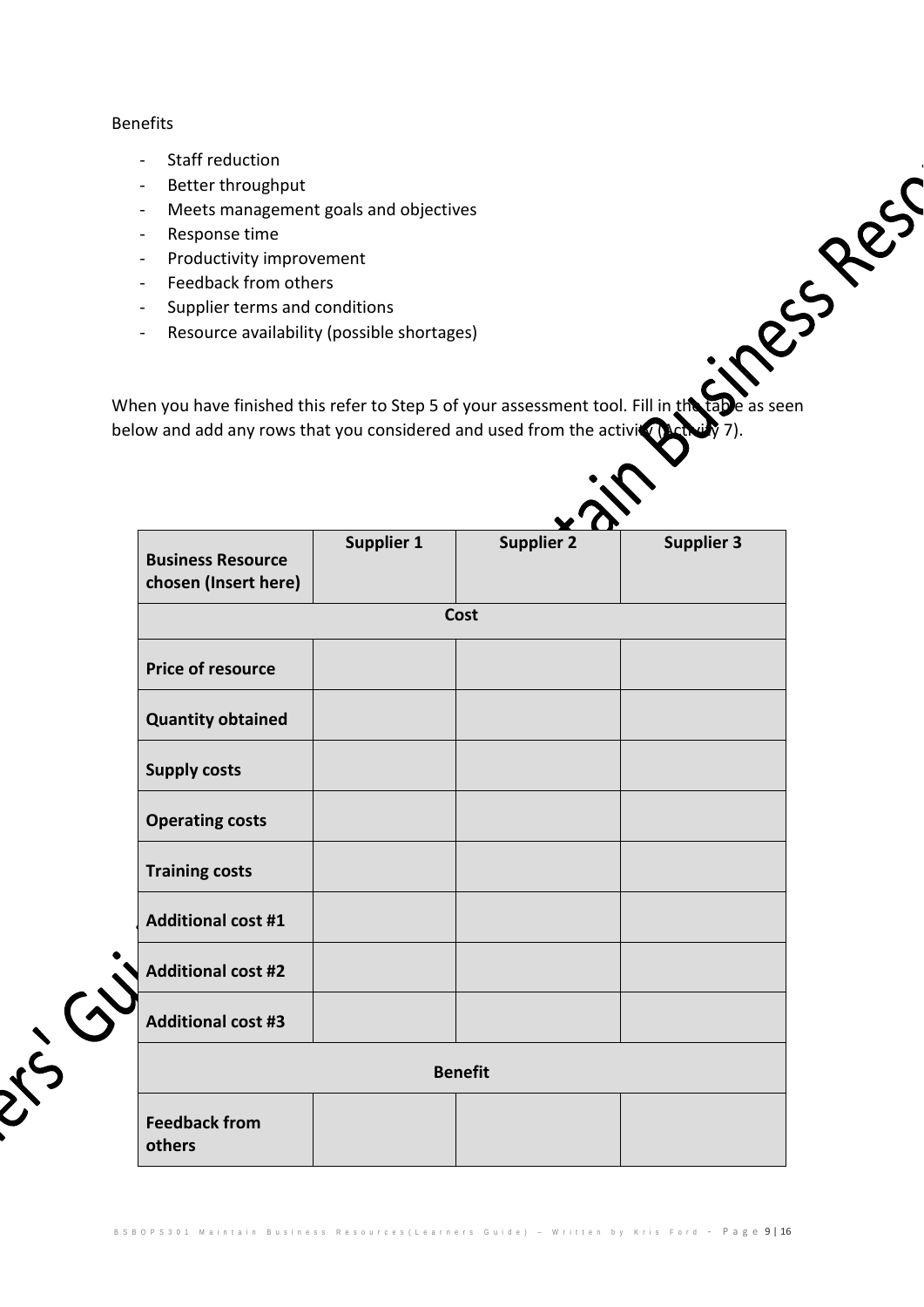Benefits

- Staff reduction
- Better throughput
- Meets management goals and objectives
- Response time
- Productivity improvement
- Feedback from others
- Supplier terms and conditions
- Resource availability (possible shortages)

When you have finished this refer to Step 5 of your assessment tool. Fill in the table as seen below and add any rows that you considered and used from the activity (Activity 7).

| **Business Resource chosen (Insert here)** | **Supplier 1** | **Supplier 2** | **Supplier 3** |
| --- | --- | --- | --- |
| | **Cost** | | |
| **Price of resource** | | | |
| **Quantity obtained** | | | |
| **Supply costs** | | | |
| **Operating costs** | | | |
| **Training costs** | | | |
| **Additional cost #1** | | | |
| **Additional cost #2** | | | |
| **Additional cost #3** | | | |
| | **Benefit** | | |
| **Feedback from others** | | | |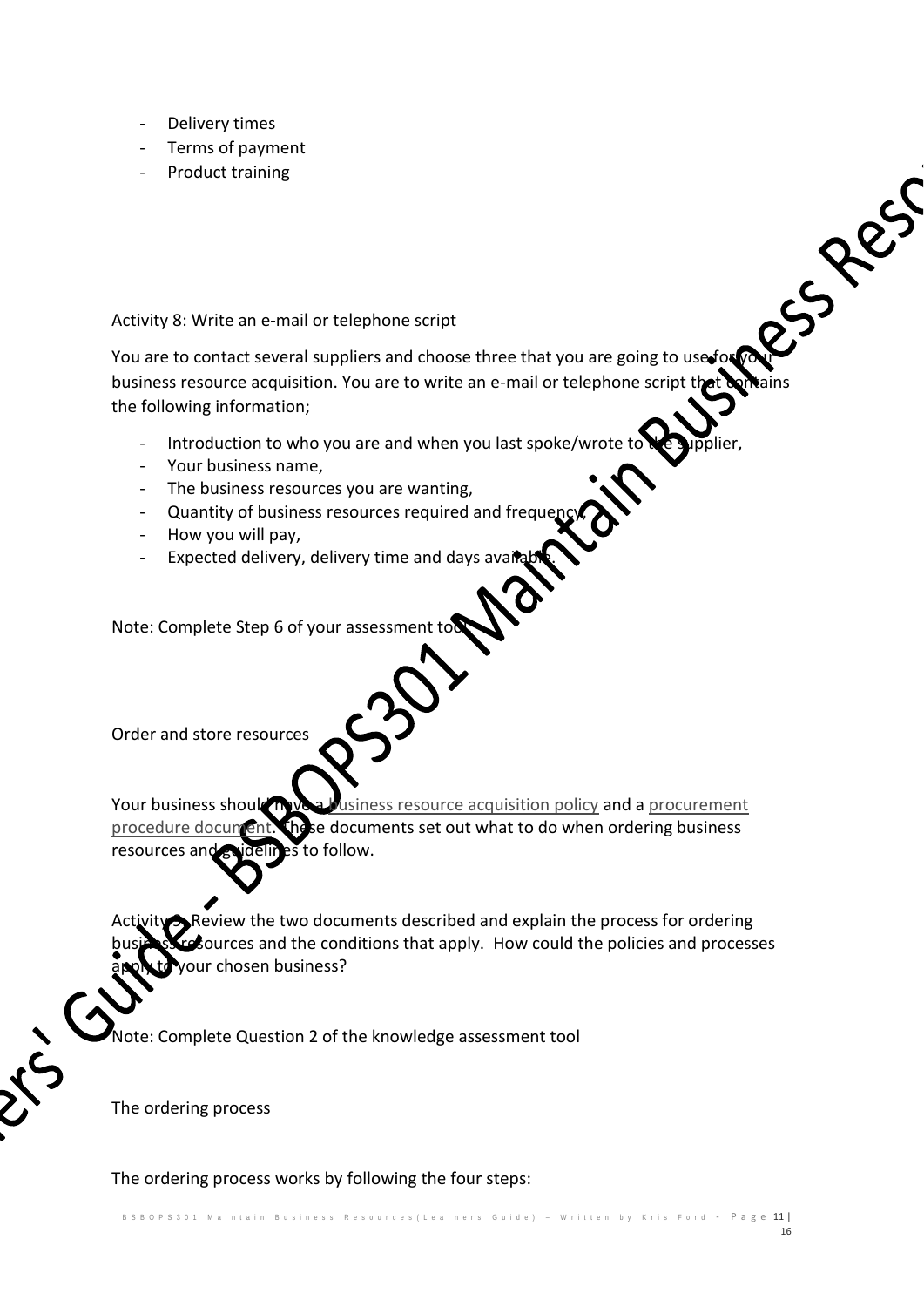- Delivery times
- Terms of payment
- Product training

Activity 8: Write an e-mail or telephone script

You are to contact several suppliers and choose three that you are going to use for your business resource acquisition. You are to write an e-mail or telephone script that contains the following information;

- Introduction to who you are and when you last spoke/wrote to the supplier,
- Your business name,
- The business resources you are wanting,
- Quantity of business resources required and frequency,
- How you will pay,
- Expected delivery, delivery time and days available.

Note: Complete Step 6 of your assessment tool

Order and store resources

Your business should have a business resource acquisition policy and a procurement procedure document. These documents set out what to do when ordering business resources and guidelines to follow.

Activity 9: Review the two documents described and explain the process for ordering business resources and the conditions that apply. How could the policies and processes apply to your chosen business?

Note: Complete Question 2 of the knowledge assessment tool

The ordering process

The ordering process works by following the four steps: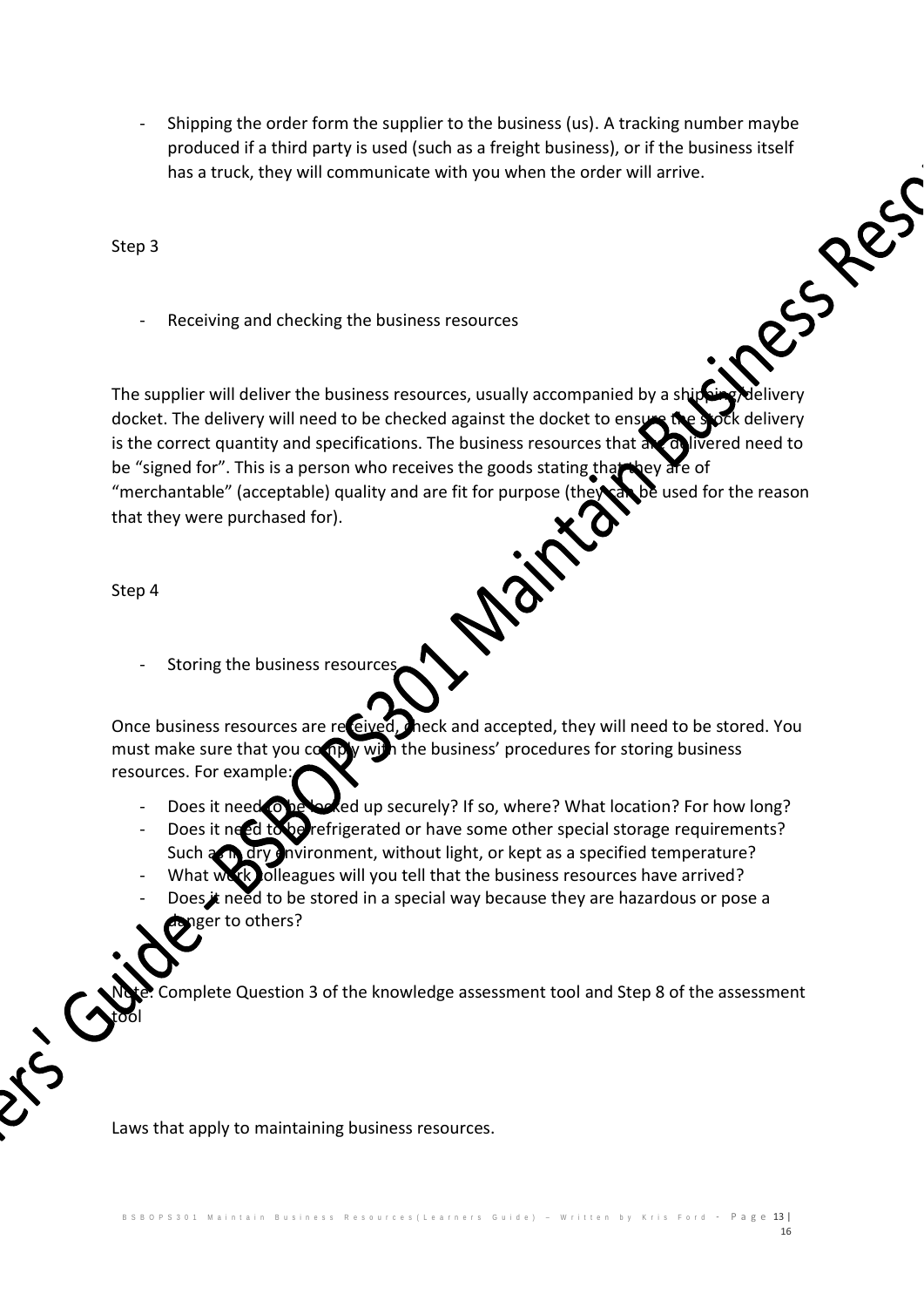- Shipping the order form the supplier to the business (us). A tracking number maybe produced if a third party is used (such as a freight business), or if the business itself has a truck, they will communicate with you when the order will arrive.

Step 3

- Receiving and checking the business resources

The supplier will deliver the business resources, usually accompanied by a shipping/delivery docket. The delivery will need to be checked against the docket to ensure the stock delivery is the correct quantity and specifications. The business resources that are delivered need to be "signed for". This is a person who receives the goods stating that they are of "merchantable" (acceptable) quality and are fit for purpose (they can be used for the reason that they were purchased for).

Step 4

- Storing the business resources

Once business resources are received, check and accepted, they will need to be stored. You must make sure that you comply with the business' procedures for storing business resources. For example:

- Does it need to be locked up securely? If so, where? What location? For how long?
- Does it need to be refrigerated or have some other special storage requirements? Such as in dry environment, without light, or kept as a specified temperature?
- What work colleagues will you tell that the business resources have arrived?
- Does it need to be stored in a special way because they are hazardous or pose a danger to others?

Note: Complete Question 3 of the knowledge assessment tool and Step 8 of the assessment tool

Laws that apply to maintaining business resources.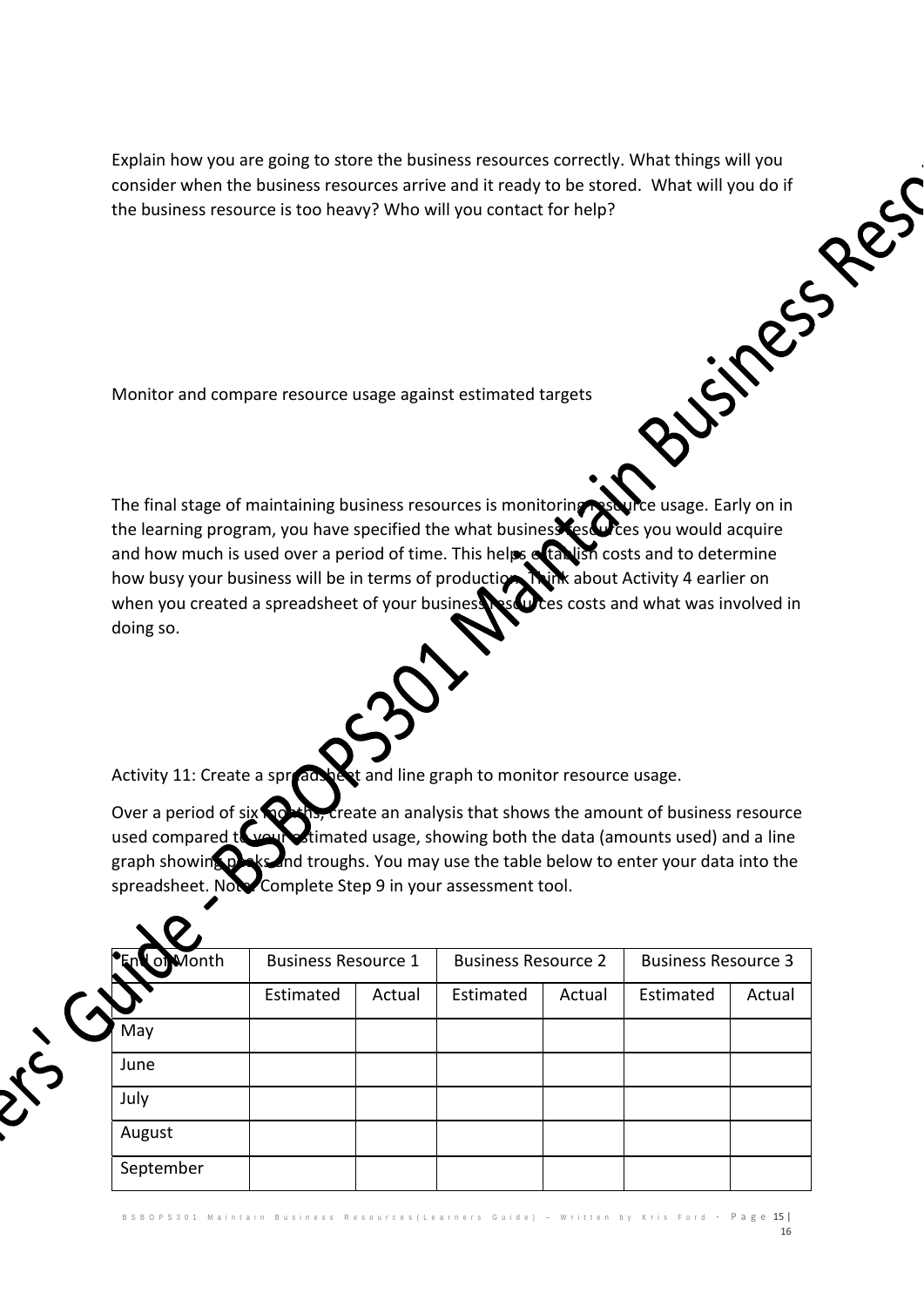Explain how you are going to store the business resources correctly. What things will you consider when the business resources arrive and it ready to be stored. What will you do if the business resource is too heavy? Who will you contact for help?

Monitor and compare resource usage against estimated targets

The final stage of maintaining business resources is monitoring resource usage. Early on in the learning program, you have specified the what business resources you would acquire and how much is used over a period of time. This helps establish costs and to determine how busy your business will be in terms of production. Think about Activity 4 earlier on when you created a spreadsheet of your business resources costs and what was involved in doing so.

Activity 11: Create a spreadsheet and line graph to monitor resource usage.

Over a period of six months, create an analysis that shows the amount of business resource used compared to your estimated usage, showing both the data (amounts used) and a line graph showing peaks and troughs. You may use the table below to enter your data into the spreadsheet. Note: Complete Step 9 in your assessment tool.

| End of Month | Business Resource 1 | | Business Resource 2 | | Business Resource 3 | |
|---|---|---|---|---|---|---|
| | Estimated | Actual | Estimated | Actual | Estimated | Actual |
| May | | | | | | |
| June | | | | | | |
| July | | | | | | |
| August | | | | | | |
| September | | | | | | |